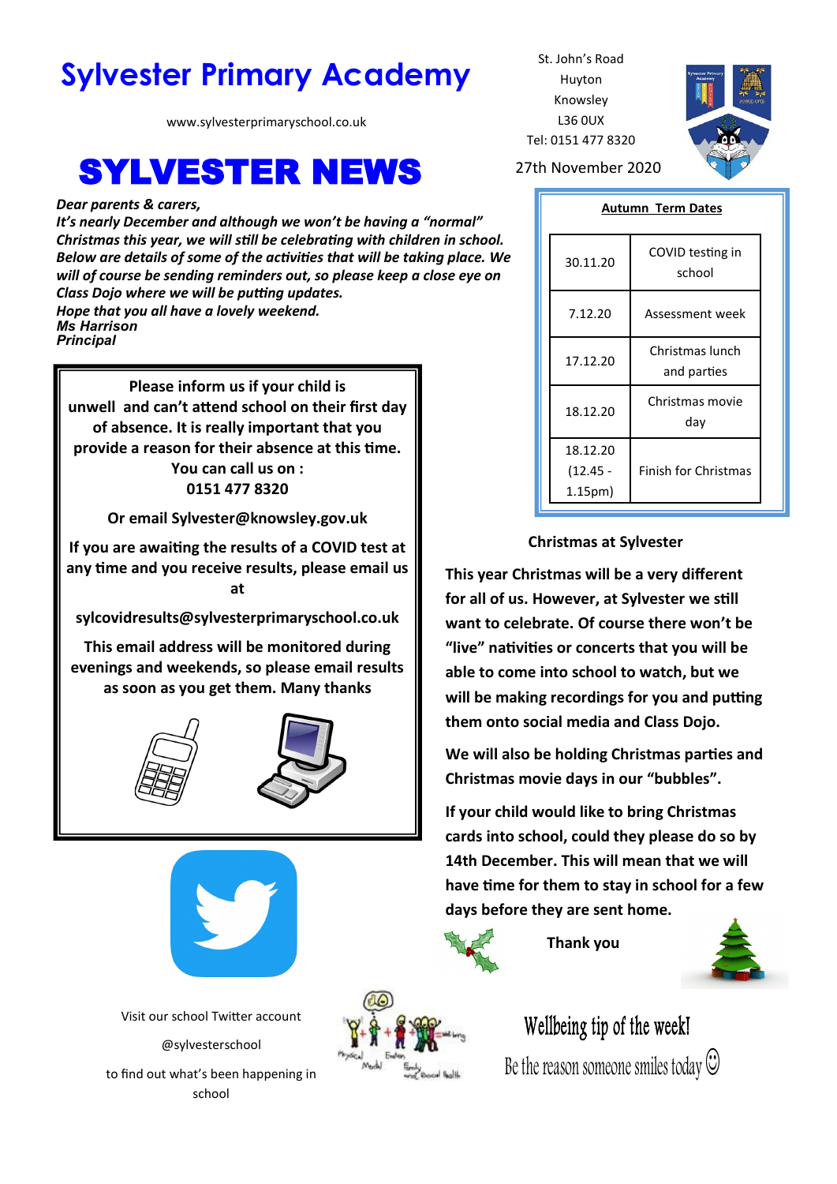# Sylvester Primary Academy

www.sylvesterprimaryschool.co.uk

St. John's Road
Huyton
Knowsley
L36 0UX
Tel: 0151 477 8320

# SYLVESTER NEWS

27th November 2020

***Dear parents & carers,***
***It's nearly December and although we won't be having a "normal" Christmas this year, we will still be celebrating with children in school. Below are details of some of the activities that will be taking place. We will of course be sending reminders out, so please keep a close eye on Class Dojo where we will be putting updates.***
***Hope that you all have a lovely weekend.***
***Ms Harrison***
***Principal***

**Please inform us if your child is unwell and can't attend school on their first day of absence. It is really important that you provide a reason for their absence at this time.**
**You can call us on :**
**0151 477 8320**

**Or email Sylvester@knowsley.gov.uk**

**If you are awaiting the results of a COVID test at any time and you receive results, please email us at**

**sylcovidresults@sylvesterprimaryschool.co.uk**

**This email address will be monitored during evenings and weekends, so please email results as soon as you get them. Many thanks**

Visit our school Twitter account

@sylvesterschool

to find out what's been happening in school

**Autumn Term Dates**

| | |
|---|---|
| 30.11.20 | COVID testing in school |
| 7.12.20 | Assessment week |
| 17.12.20 | Christmas lunch and parties |
| 18.12.20 | Christmas movie day |
| 18.12.20 (12.45 - 1.15pm) | Finish for Christmas |

**Christmas at Sylvester**

**This year Christmas will be a very different for all of us. However, at Sylvester we still want to celebrate. Of course there won't be "live" nativities or concerts that you will be able to come into school to watch, but we will be making recordings for you and putting them onto social media and Class Dojo.**

**We will also be holding Christmas parties and Christmas movie days in our "bubbles".**

**If your child would like to bring Christmas cards into school, could they please do so by 14th December. This will mean that we will have time for them to stay in school for a few days before they are sent home.**

**Thank you**

Wellbeing tip of the week!

Be the reason someone smiles today ☺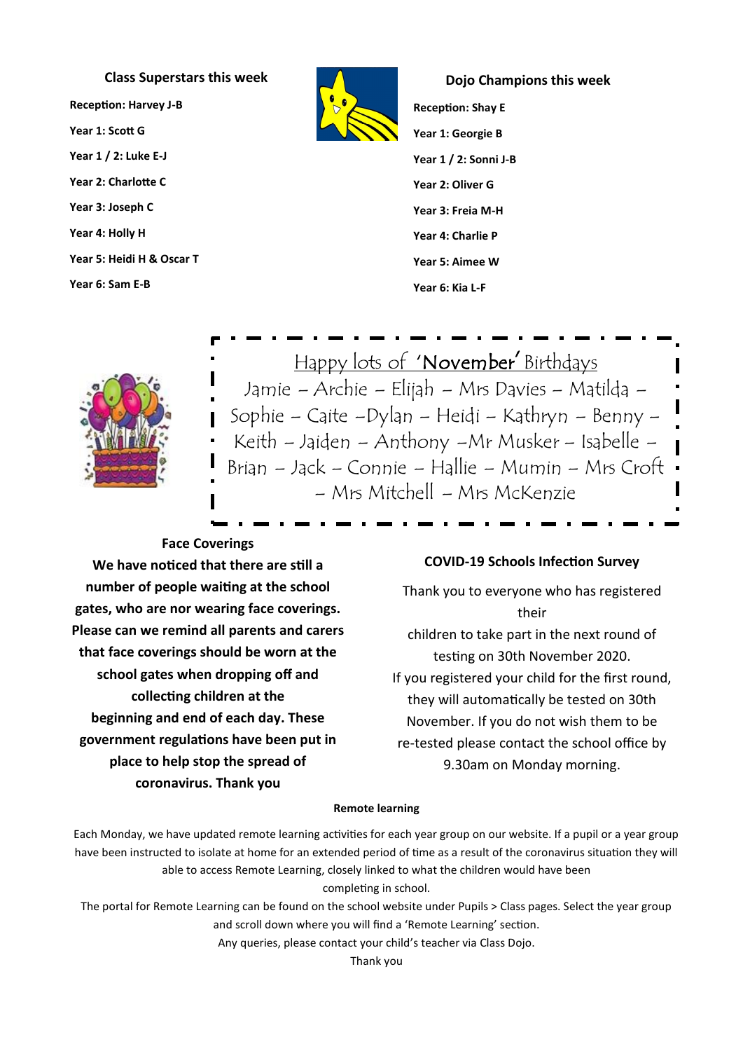## Class Superstars this week

**Reception: Harvey J-B**

**Year 1: Scott G**

**Year 1 / 2: Luke E-J**

**Year 2: Charlotte C**

**Year 3: Joseph C**

**Year 4: Holly H**

**Year 5: Heidi H & Oscar T**

**Year 6: Sam E-B**

## Dojo Champions this week

**Reception: Shay E**

**Year 1: Georgie B**

**Year 1 / 2: Sonni J-B**

**Year 2: Oliver G**

**Year 3: Freia M-H**

**Year 4: Charlie P**

**Year 5: Aimee W**

**Year 6: Kia L-F**

## Happy lots of 'November' Birthdays

Jamie – Archie – Elijah – Mrs Davies – Matilda – Sophie – Caite –Dylan – Heidi – Kathryn – Benny – Keith – Jaiden – Anthony –Mr Musker – Isabelle – Brian – Jack – Connie – Hallie – Mumin – Mrs Croft – Mrs Mitchell – Mrs McKenzie

## Face Coverings

**We have noticed that there are still a number of people waiting at the school gates, who are nor wearing face coverings. Please can we remind all parents and carers that face coverings should be worn at the school gates when dropping off and collecting children at the beginning and end of each day. These government regulations have been put in place to help stop the spread of coronavirus. Thank you**

## COVID-19 Schools Infection Survey

Thank you to everyone who has registered their children to take part in the next round of testing on 30th November 2020. If you registered your child for the first round, they will automatically be tested on 30th November. If you do not wish them to be re-tested please contact the school office by 9.30am on Monday morning.

## Remote learning

Each Monday, we have updated remote learning activities for each year group on our website. If a pupil or a year group have been instructed to isolate at home for an extended period of time as a result of the coronavirus situation they will able to access Remote Learning, closely linked to what the children would have been completing in school.

The portal for Remote Learning can be found on the school website under Pupils > Class pages. Select the year group and scroll down where you will find a 'Remote Learning' section.

Any queries, please contact your child's teacher via Class Dojo.

Thank you